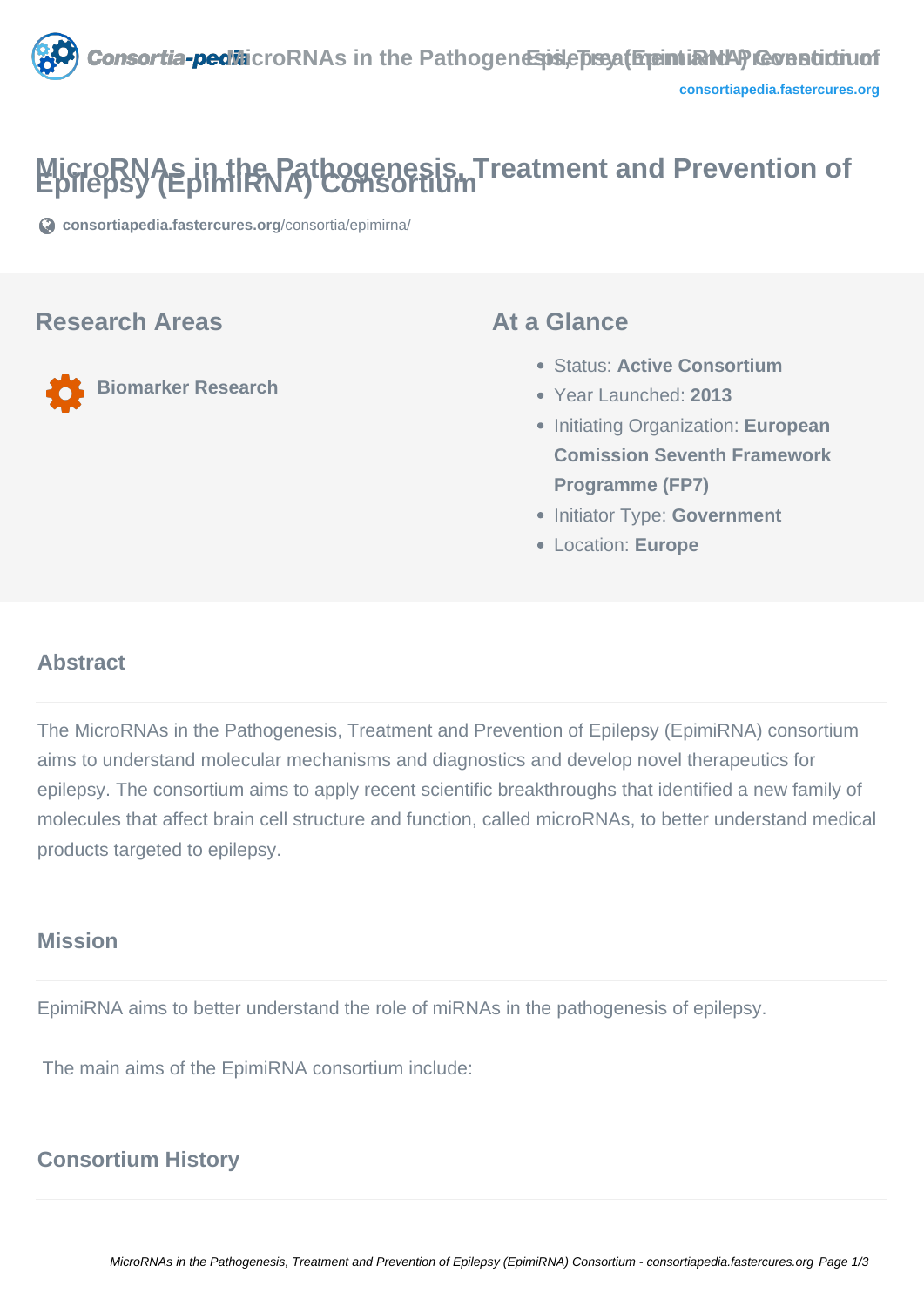# MicroRNAs in the Pathogenesis, Treatment and Prevention of Epilepsy (EpimiRNA) Consortium

consortiapedia.fastercures.org/consortia/epimirna/

## Research Areas

Biomarker Research

## At a Glance

- Status: **Active Consortium**
- Year Launched: **2013**
- Initiating Organization: **European Comission Seventh Framework Programme (FP7)**
- Initiator Type: **Government**
- Location: **Europe**

## Abstract

The MicroRNAs in the Pathogenesis, Treatment and Prevention of Epilepsy (EpimiRNA) consortium aims to understand molecular mechanisms and diagnostics and develop novel therapeutics for epilepsy. The consortium aims to apply recent scientific breakthroughs that identified a new family of molecules that affect brain cell structure and function, called microRNAs, to better understand medical products targeted to epilepsy.

## Mission

EpimiRNA aims to better understand the role of miRNAs in the pathogenesis of epilepsy.

The main aims of the EpimiRNA consortium include:

## Consortium History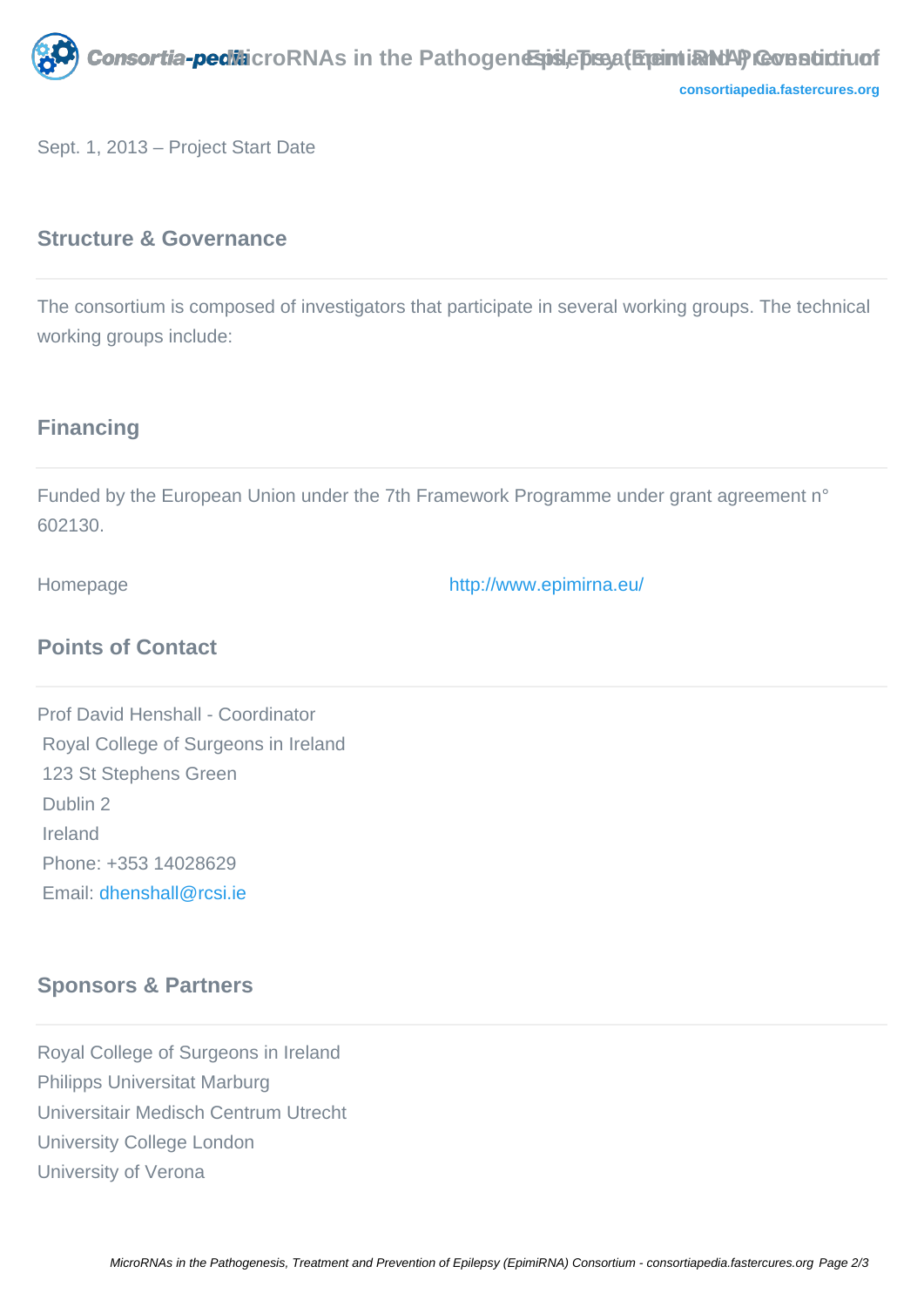Sept. 1, 2013 – Project Start Date

## Structure & Governance

The consortium is composed of investigators that participate in several working groups. The technical working groups include:

## Financing

Funded by the European Union under the 7th Framework Programme under grant agreement n° 602130.

Homepage http://www.epimirna.eu/

## Points of Contact

Prof David Henshall - Coordinator
Royal College of Surgeons in Ireland
123 St Stephens Green
Dublin 2
Ireland
Phone: +353 14028629
Email: dhenshall@rcsi.ie

## Sponsors & Partners

Royal College of Surgeons in Ireland
Philipps Universitat Marburg
Universitair Medisch Centrum Utrecht
University College London
University of Verona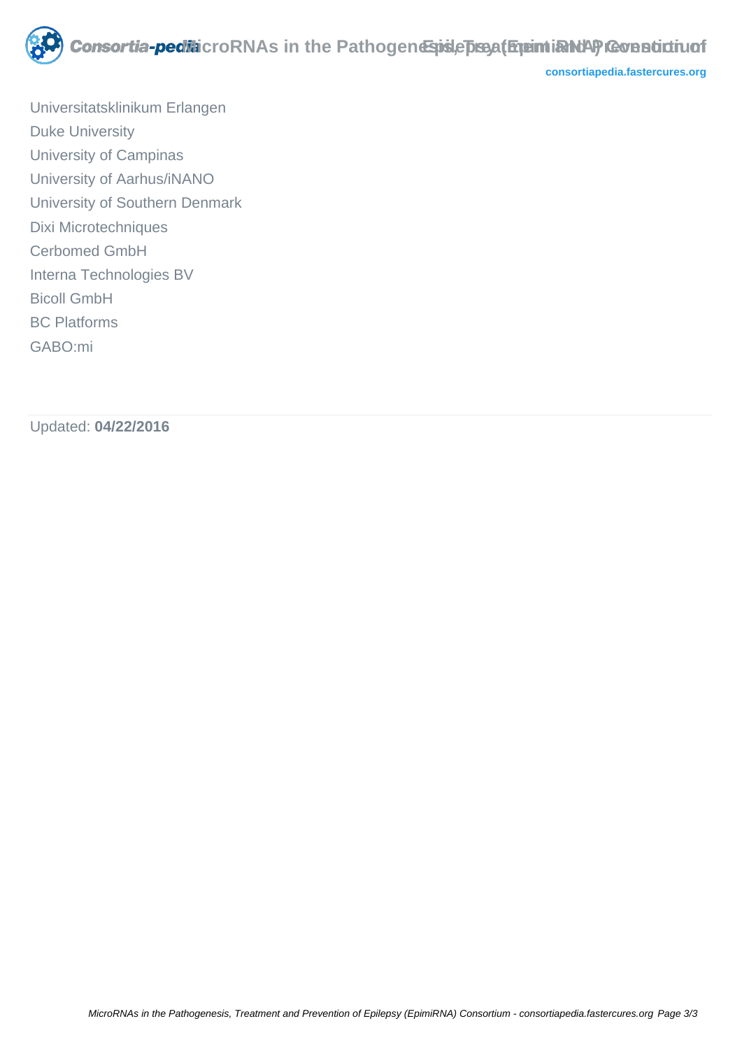Universitatsklinikum Erlangen
Duke University
University of Campinas
University of Aarhus/iNANO
University of Southern Denmark
Dixi Microtechniques
Cerbomed GmbH
Interna Technologies BV
Bicoll GmbH
BC Platforms
GABO:mi

Updated: **04/22/2016**